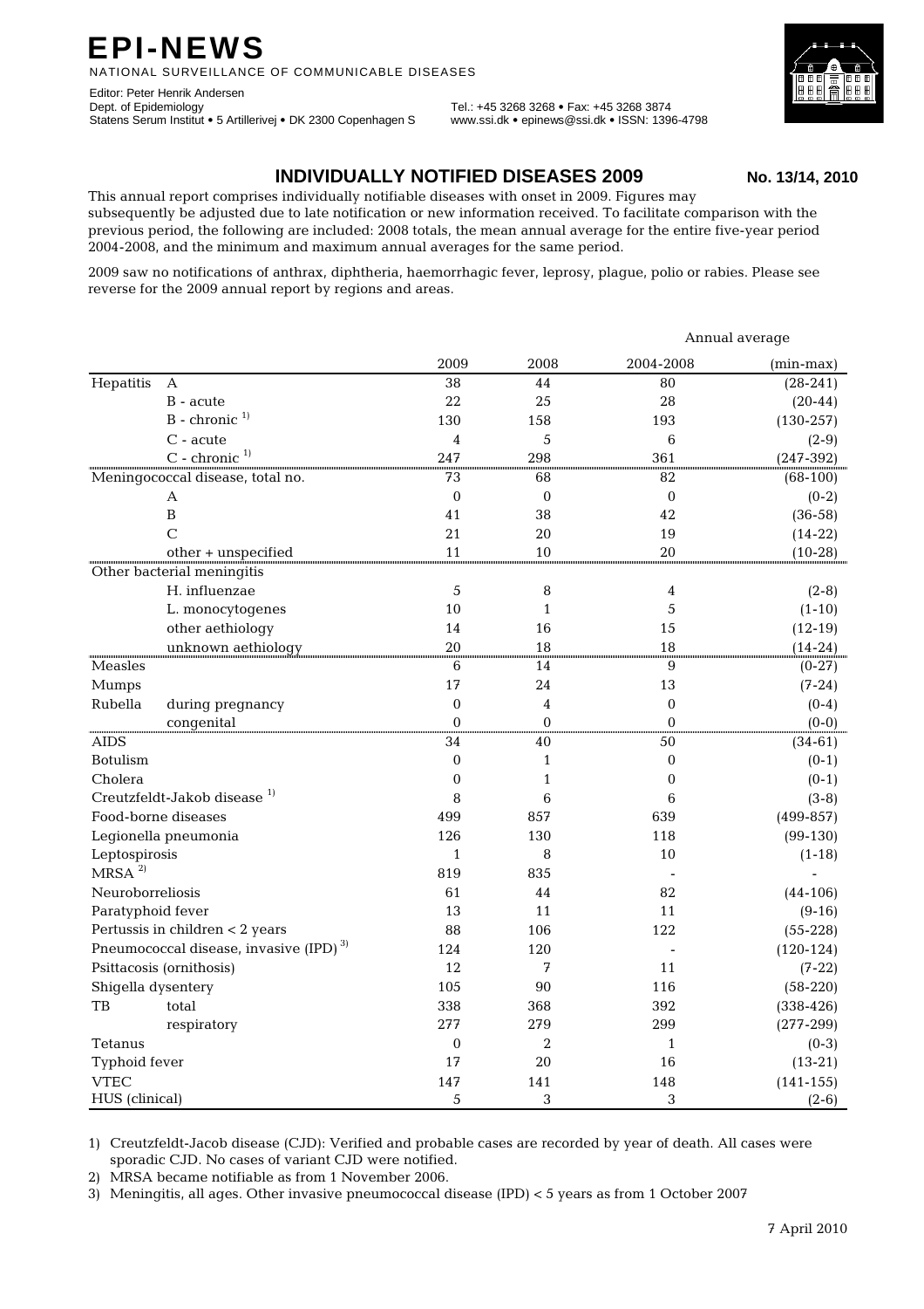# EPI-NEWS

NATIONAL SURVEILLANCE OF COMMUNICABLE DISEASES

Editor: Peter Henrik Andersen
Dept. of Epidemiology
Statens Serum Institut • 5 Artillerivej • DK 2300 Copenhagen S

Tel.: +45 3268 3268 • Fax: +45 3268 3874
www.ssi.dk • epinews@ssi.dk • ISSN: 1396-4798

## INDIVIDUALLY NOTIFIED DISEASES 2009

**No. 13/14, 2010**

This annual report comprises individually notifiable diseases with onset in 2009. Figures may subsequently be adjusted due to late notification or new information received. To facilitate comparison with the previous period, the following are included: 2008 totals, the mean annual average for the entire five-year period 2004-2008, and the minimum and maximum annual averages for the same period.

2009 saw no notifications of anthrax, diphtheria, haemorrhagic fever, leprosy, plague, polio or rabies. Please see reverse for the 2009 annual report by regions and areas.

| | | | | Annual average | |
|---|---|---|---|---|---|
| | | 2009 | 2008 | 2004-2008 | (min-max) |
| Hepatitis | A | 38 | 44 | 80 | (28-241) |
| | B - acute | 22 | 25 | 28 | (20-44) |
| | B - chronic [1] | 130 | 158 | 193 | (130-257) |
| | C - acute | 4 | 5 | 6 | (2-9) |
| | C - chronic [1] | 247 | 298 | 361 | (247-392) |
| Meningococcal disease, total no. | | 73 | 68 | 82 | (68-100) |
| | A | 0 | 0 | 0 | (0-2) |
| | B | 41 | 38 | 42 | (36-58) |
| | C | 21 | 20 | 19 | (14-22) |
| | other + unspecified | 11 | 10 | 20 | (10-28) |
| Other bacterial meningitis | | | | | |
| | H. influenzae | 5 | 8 | 4 | (2-8) |
| | L. monocytogenes | 10 | 1 | 5 | (1-10) |
| | other aethiology | 14 | 16 | 15 | (12-19) |
| | unknown aethiology | 20 | 18 | 18 | (14-24) |
| Measles | | 6 | 14 | 9 | (0-27) |
| Mumps | | 17 | 24 | 13 | (7-24) |
| Rubella | during pregnancy | 0 | 4 | 0 | (0-4) |
| | congenital | 0 | 0 | 0 | (0-0) |
| AIDS | | 34 | 40 | 50 | (34-61) |
| Botulism | | 0 | 1 | 0 | (0-1) |
| Cholera | | 0 | 1 | 0 | (0-1) |
| Creutzfeldt-Jakob disease [1] | | 8 | 6 | 6 | (3-8) |
| Food-borne diseases | | 499 | 857 | 639 | (499-857) |
| Legionella pneumonia | | 126 | 130 | 118 | (99-130) |
| Leptospirosis | | 1 | 8 | 10 | (1-18) |
| MRSA [2] | | 819 | 835 | - | - |
| Neuroborreliosis | | 61 | 44 | 82 | (44-106) |
| Paratyphoid fever | | 13 | 11 | 11 | (9-16) |
| Pertussis in children < 2 years | | 88 | 106 | 122 | (55-228) |
| Pneumococcal disease, invasive (IPD) [3] | | 124 | 120 | - | (120-124) |
| Psittacosis (ornithosis) | | 12 | 7 | 11 | (7-22) |
| Shigella dysentery | | 105 | 90 | 116 | (58-220) |
| TB | total | 338 | 368 | 392 | (338-426) |
| | respiratory | 277 | 279 | 299 | (277-299) |
| Tetanus | | 0 | 2 | 1 | (0-3) |
| Typhoid fever | | 17 | 20 | 16 | (13-21) |
| VTEC | | 147 | 141 | 148 | (141-155) |
| HUS (clinical) | | 5 | 3 | 3 | (2-6) |

1) Creutzfeldt-Jacob disease (CJD): Verified and probable cases are recorded by year of death. All cases were sporadic CJD. No cases of variant CJD were notified.

2) MRSA became notifiable as from 1 November 2006.

3) Meningitis, all ages. Other invasive pneumococcal disease (IPD) < 5 years as from 1 October 2007

7 April 2010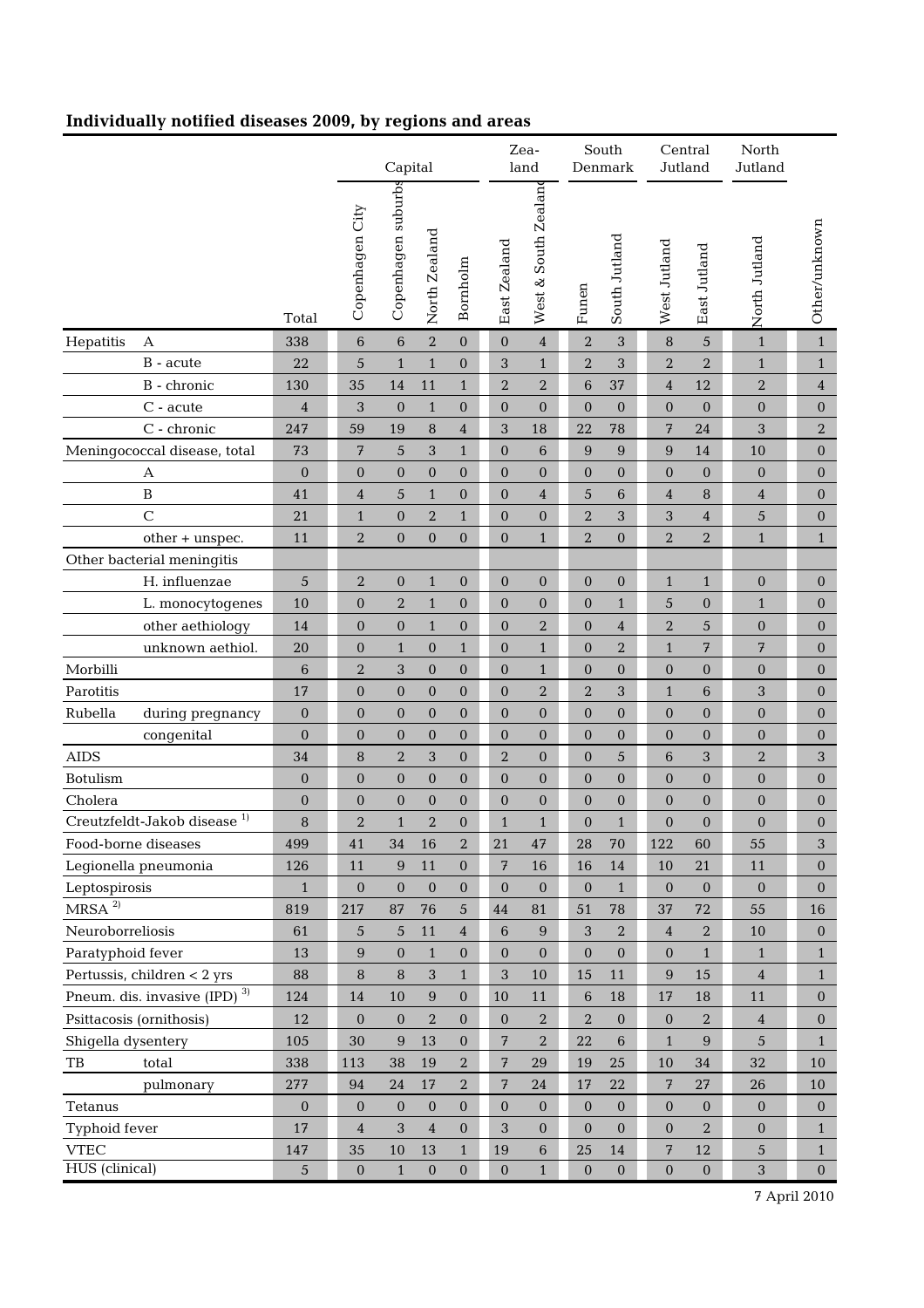**Individually notified diseases 2009, by regions and areas**

| | | | Capital | | | | Zealand | | South Denmark | | Central Jutland | | North Jutland | |
|---|---|---|---|---|---|---|---|---|---|---|---|---|---|---|
| | | Total | Copenhagen City | Copenhagen suburbs | North Zealand | Bornholm | East Zealand | West & South Zealand | Funen | South Jutland | West Jutland | East Jutland | North Jutland | Other/unknown |
| Hepatitis | A | 338 | 6 | 6 | 2 | 0 | 0 | 4 | 2 | 3 | 8 | 5 | 1 | 1 |
| | B - acute | 22 | 5 | 1 | 1 | 0 | 3 | 1 | 2 | 3 | 2 | 2 | 1 | 1 |
| | B - chronic | 130 | 35 | 14 | 11 | 1 | 2 | 2 | 6 | 37 | 4 | 12 | 2 | 4 |
| | C - acute | 4 | 3 | 0 | 1 | 0 | 0 | 0 | 0 | 0 | 0 | 0 | 0 | 0 |
| | C - chronic | 247 | 59 | 19 | 8 | 4 | 3 | 18 | 22 | 78 | 7 | 24 | 3 | 2 |
| Meningococcal disease, total | | 73 | 7 | 5 | 3 | 1 | 0 | 6 | 9 | 9 | 9 | 14 | 10 | 0 |
| | A | 0 | 0 | 0 | 0 | 0 | 0 | 0 | 0 | 0 | 0 | 0 | 0 | 0 |
| | B | 41 | 4 | 5 | 1 | 0 | 0 | 4 | 5 | 6 | 4 | 8 | 4 | 0 |
| | C | 21 | 1 | 0 | 2 | 1 | 0 | 0 | 2 | 3 | 3 | 4 | 5 | 0 |
| | other + unspec. | 11 | 2 | 0 | 0 | 0 | 0 | 1 | 2 | 0 | 2 | 2 | 1 | 1 |
| Other bacterial meningitis | | | | | | | | | | | | | | |
| | H. influenzae | 5 | 2 | 0 | 1 | 0 | 0 | 0 | 0 | 0 | 1 | 1 | 0 | 0 |
| | L. monocytogenes | 10 | 0 | 2 | 1 | 0 | 0 | 0 | 0 | 1 | 5 | 0 | 1 | 0 |
| | other aethiology | 14 | 0 | 0 | 1 | 0 | 0 | 2 | 0 | 4 | 2 | 5 | 0 | 0 |
| | unknown aethiol. | 20 | 0 | 1 | 0 | 1 | 0 | 1 | 0 | 2 | 1 | 7 | 7 | 0 |
| Morbilli | | 6 | 2 | 3 | 0 | 0 | 0 | 1 | 0 | 0 | 0 | 0 | 0 | 0 |
| Parotitis | | 17 | 0 | 0 | 0 | 0 | 0 | 2 | 2 | 3 | 1 | 6 | 3 | 0 |
| Rubella | during pregnancy | 0 | 0 | 0 | 0 | 0 | 0 | 0 | 0 | 0 | 0 | 0 | 0 | 0 |
| | congenital | 0 | 0 | 0 | 0 | 0 | 0 | 0 | 0 | 0 | 0 | 0 | 0 | 0 |
| AIDS | | 34 | 8 | 2 | 3 | 0 | 2 | 0 | 0 | 5 | 6 | 3 | 2 | 3 |
| Botulism | | 0 | 0 | 0 | 0 | 0 | 0 | 0 | 0 | 0 | 0 | 0 | 0 | 0 |
| Cholera | | 0 | 0 | 0 | 0 | 0 | 0 | 0 | 0 | 0 | 0 | 0 | 0 | 0 |
| Creutzfeldt-Jakob disease [1] | | 8 | 2 | 1 | 2 | 0 | 1 | 1 | 0 | 1 | 0 | 0 | 0 | 0 |
| Food-borne diseases | | 499 | 41 | 34 | 16 | 2 | 21 | 47 | 28 | 70 | 122 | 60 | 55 | 3 |
| Legionella pneumonia | | 126 | 11 | 9 | 11 | 0 | 7 | 16 | 16 | 14 | 10 | 21 | 11 | 0 |
| Leptospirosis | | 1 | 0 | 0 | 0 | 0 | 0 | 0 | 0 | 1 | 0 | 0 | 0 | 0 |
| MRSA [2] | | 819 | 217 | 87 | 76 | 5 | 44 | 81 | 51 | 78 | 37 | 72 | 55 | 16 |
| Neuroborreliosis | | 61 | 5 | 5 | 11 | 4 | 6 | 9 | 3 | 2 | 4 | 2 | 10 | 0 |
| Paratyphoid fever | | 13 | 9 | 0 | 1 | 0 | 0 | 0 | 0 | 0 | 0 | 1 | 1 | 1 |
| Pertussis, children < 2 yrs | | 88 | 8 | 8 | 3 | 1 | 3 | 10 | 15 | 11 | 9 | 15 | 4 | 1 |
| Pneum. dis. invasive (IPD) [3] | | 124 | 14 | 10 | 9 | 0 | 10 | 11 | 6 | 18 | 17 | 18 | 11 | 0 |
| Psittacosis (ornithosis) | | 12 | 0 | 0 | 2 | 0 | 0 | 2 | 2 | 0 | 0 | 2 | 4 | 0 |
| Shigella dysentery | | 105 | 30 | 9 | 13 | 0 | 7 | 2 | 22 | 6 | 1 | 9 | 5 | 1 |
| TB | total | 338 | 113 | 38 | 19 | 2 | 7 | 29 | 19 | 25 | 10 | 34 | 32 | 10 |
| | pulmonary | 277 | 94 | 24 | 17 | 2 | 7 | 24 | 17 | 22 | 7 | 27 | 26 | 10 |
| Tetanus | | 0 | 0 | 0 | 0 | 0 | 0 | 0 | 0 | 0 | 0 | 0 | 0 | 0 |
| Typhoid fever | | 17 | 4 | 3 | 4 | 0 | 3 | 0 | 0 | 0 | 0 | 2 | 0 | 1 |
| VTEC | | 147 | 35 | 10 | 13 | 1 | 19 | 6 | 25 | 14 | 7 | 12 | 5 | 1 |
| HUS (clinical) | | 5 | 0 | 1 | 0 | 0 | 0 | 1 | 0 | 0 | 0 | 0 | 3 | 0 |

7 April 2010